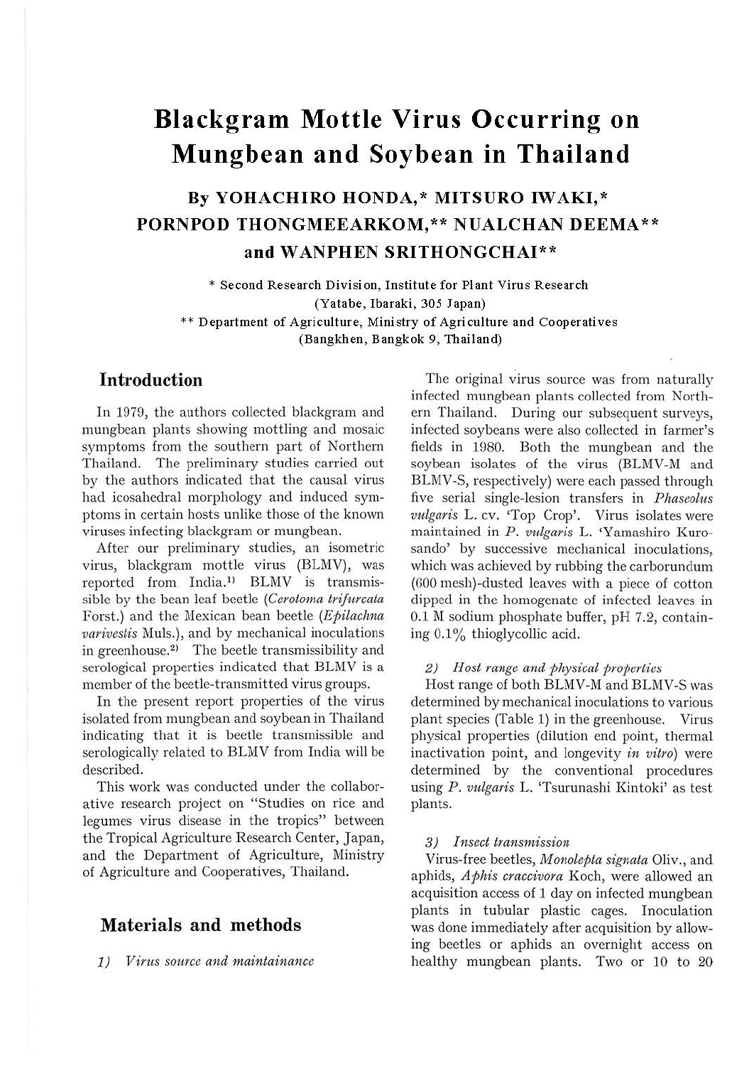# Blackgram Mottle Virus Occurring on Mungbean and Soybean in Thailand

### By YOHACHIRO HONDA,* MITSURO IWAKI,* PORNPOD THONGMEEARKOM,** NUALCHAN DEEMA** and WANPHEN SRITHONGCHAI**

\* Second Research Division, Institute for Plant Virus Research (Yatabe, Ibaraki, 305 Japan)
\*\* Department of Agriculture, Ministry of Agriculture and Cooperatives (Bangkhen, Bangkok 9, Thailand)

## Introduction

In 1979, the authors collected blackgram and mungbean plants showing mottling and mosaic symptoms from the southern part of Northern Thailand. The preliminary studies carried out by the authors indicated that the causal virus had icosahedral morphology and induced symptoms in certain hosts unlike those of the known viruses infecting blackgram or mungbean.

After our preliminary studies, an isometric virus, blackgram mottle virus (BLMV), was reported from India.[1] BLMV is transmissible by the bean leaf beetle (*Cerotoma trifurcata* Forst.) and the Mexican bean beetle (*Epilachna varivestis* Muls.), and by mechanical inoculations in greenhouse.[2] The beetle transmissibility and serological properties indicated that BLMV is a member of the beetle-transmitted virus groups.

In the present report properties of the virus isolated from mungbean and soybean in Thailand indicating that it is beetle transmissible and serologically related to BLMV from India will be described.

This work was conducted under the collaborative research project on "Studies on rice and legumes virus disease in the tropics" between the Tropical Agriculture Research Center, Japan, and the Department of Agriculture, Ministry of Agriculture and Cooperatives, Thailand.

## Materials and methods

### 1) *Virus source and maintainance*

The original virus source was from naturally infected mungbean plants collected from Northern Thailand. During our subsequent surveys, infected soybeans were also collected in farmer's fields in 1980. Both the mungbean and the soybean isolates of the virus (BLMV-M and BLMV-S, respectively) were each passed through five serial single-lesion transfers in *Phaseolus vulgaris* L. cv. 'Top Crop'. Virus isolates were maintained in *P. vulgaris* L. 'Yamashiro Kurosando' by successive mechanical inoculations, which was achieved by rubbing the carborundum (600 mesh)-dusted leaves with a piece of cotton dipped in the homogenate of infected leaves in 0.1 M sodium phosphate buffer, pH 7.2, containing 0.1% thioglycollic acid.

### 2) *Host range and physical properties*

Host range of both BLMV-M and BLMV-S was determined by mechanical inoculations to various plant species (Table 1) in the greenhouse. Virus physical properties (dilution end point, thermal inactivation point, and longevity *in vitro*) were determined by the conventional procedures using *P. vulgaris* L. 'Tsurunashi Kintoki' as test plants.

### 3) *Insect transmission*

Virus-free beetles, *Monolepta signata* Oliv., and aphids, *Aphis craccivora* Koch, were allowed an acquisition access of 1 day on infected mungbean plants in tubular plastic cages. Inoculation was done immediately after acquisition by allowing beetles or aphids an overnight access on healthy mungbean plants. Two or 10 to 20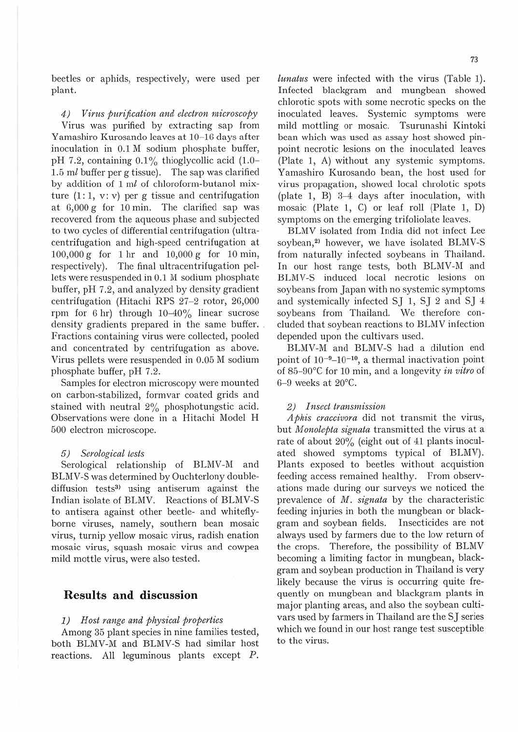beetles or aphids, respectively, were used per plant.

*4) Virus purification and electron microscopy*

Virus was purified by extracting sap from Yamashiro Kurosando leaves at 10–16 days after inoculation in 0.1 M sodium phosphate buffer, pH 7.2, containing 0.1% thioglycollic acid (1.0–1.5 ml buffer per g tissue). The sap was clarified by addition of 1 ml of chloroform-butanol mixture (1:1, v:v) per g tissue and centrifugation at 6,000 g for 10 min. The clarified sap was recovered from the aqueous phase and subjected to two cycles of differential centrifugation (ultracentrifugation and high-speed centrifugation at 100,000 g for 1 hr and 10,000 g for 10 min, respectively). The final ultracentrifugation pellets were resuspended in 0.1 M sodium phosphate buffer, pH 7.2, and analyzed by density gradient centrifugation (Hitachi RPS 27-2 rotor, 26,000 rpm for 6 hr) through 10–40% linear sucrose density gradients prepared in the same buffer. Fractions containing virus were collected, pooled and concentrated by centrifugation as above. Virus pellets were resuspended in 0.05 M sodium phosphate buffer, pH 7.2.

Samples for electron microscopy were mounted on carbon-stabilized, formvar coated grids and stained with neutral 2% phosphotungstic acid. Observations were done in a Hitachi Model H 500 electron microscope.

*5) Serological tests*

Serological relationship of BLMV-M and BLMV-S was determined by Ouchterlony double-diffusion tests[3] using antiserum against the Indian isolate of BLMV. Reactions of BLMV-S to antisera against other beetle- and whitefly-borne viruses, namely, southern bean mosaic virus, turnip yellow mosaic virus, radish enation mosaic virus, squash mosaic virus and cowpea mild mottle virus, were also tested.

## Results and discussion

*1) Host range and physical properties*

Among 35 plant species in nine families tested, both BLMV-M and BLMV-S had similar host reactions. All leguminous plants except *P. lunatus* were infected with the virus (Table 1). Infected blackgram and mungbean showed chlorotic spots with some necrotic specks on the inoculated leaves. Systemic symptoms were mild mottling or mosaic. Tsurunashi Kintoki bean which was used as assay host showed pin-point necrotic lesions on the inoculated leaves (Plate 1, A) without any systemic symptoms. Yamashiro Kurosando bean, the host used for virus propagation, showed local chrolotic spots (plate 1, B) 3–4 days after inoculation, with mosaic (Plate 1, C) or leaf roll (Plate 1, D) symptoms on the emerging trifoliolate leaves.

BLMV isolated from India did not infect Lee soybean,[2] however, we have isolated BLMV-S from naturally infected soybeans in Thailand. In our host range tests, both BLMV-M and BLMV-S induced local necrotic lesions on soybeans from Japan with no systemic symptoms and systemically infected SJ 1, SJ 2 and SJ 4 soybeans from Thailand. We therefore concluded that soybean reactions to BLMV infection depended upon the cultivars used.

BLMV-M and BLMV-S had a dilution end point of $10^{-9}$–$10^{-10}$, a thermal inactivation point of 85–90°C for 10 min, and a longevity *in vitro* of 6–9 weeks at 20°C.

*2) Insect transmission*

*Aphis craccivora* did not transmit the virus, but *Monolepta signata* transmitted the virus at a rate of about 20% (eight out of 41 plants inoculated showed symptoms typical of BLMV). Plants exposed to beetles without acquistion feeding access remained healthy. From observations made during our surveys we noticed the prevalence of *M. signata* by the characteristic feeding injuries in both the mungbean or blackgram and soybean fields. Insecticides are not always used by farmers due to the low return of the crops. Therefore, the possibility of BLMV becoming a limiting factor in mungbean, blackgram and soybean production in Thailand is very likely because the virus is occurring quite frequently on mungbean and blackgram plants in major planting areas, and also the soybean cultivars used by farmers in Thailand are the SJ series which we found in our host range test susceptible to the virus.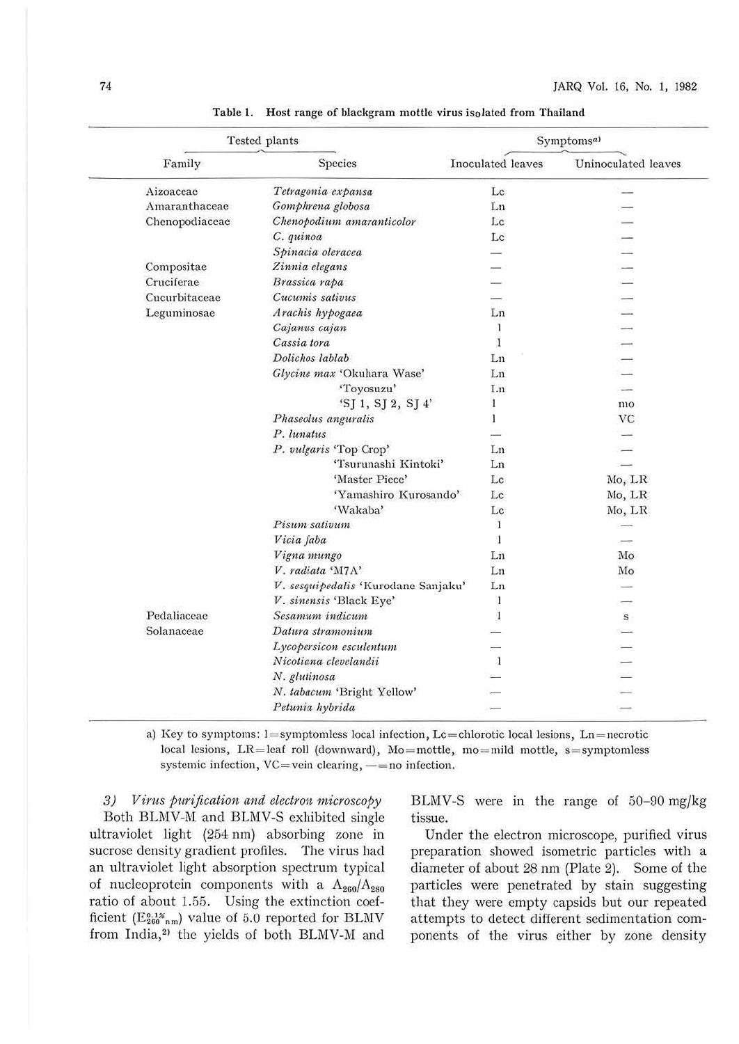**Table 1. Host range of blackgram mottle virus isolated from Thailand**

| Tested plants | | Symptoms[a] | |
|---|---|---|---|
| Family | Species | Inoculated leaves | Uninoculated leaves |
| Aizoaceae | *Tetragonia expansa* | Lc | — |
| Amaranthaceae | *Gomphrena globosa* | Ln | — |
| Chenopodiaceae | *Chenopodium amaranticolor* | Lc | — |
| | *C. quinoa* | Lc | — |
| | *Spinacia oleracea* | — | — |
| Compositae | *Zinnia elegans* | — | — |
| Cruciferae | *Brassica rapa* | — | — |
| Cucurbitaceae | *Cucumis sativus* | — | — |
| Leguminosae | *Arachis hypogaea* | Ln | — |
| | *Cajanus cajan* | l | — |
| | *Cassia tora* | l | — |
| | *Dolichos lablab* | Ln | — |
| | *Glycine max* 'Okuhara Wase' | Ln | — |
| | 'Toyosuzu' | Ln | — |
| | 'SJ 1, SJ 2, SJ 4' | l | mo |
| | *Phaseolus anguralis* | l | VC |
| | *P. lunatus* | — | — |
| | *P. vulgaris* 'Top Crop' | Ln | — |
| | 'Tsurunashi Kintoki' | Ln | — |
| | 'Master Piece' | Lc | Mo, LR |
| | 'Yamashiro Kurosando' | Lc | Mo, LR |
| | 'Wakaba' | Lc | Mo, LR |
| | *Pisum sativum* | l | — |
| | *Vicia faba* | l | — |
| | *Vigna mungo* | Ln | Mo |
| | *V. radiata* 'M7A' | Ln | Mo |
| | *V. sesquipedalis* 'Kurodane Sanjaku' | Ln | — |
| | *V. sinensis* 'Black Eye' | l | — |
| Pedaliaceae | *Sesamum indicum* | l | s |
| Solanaceae | *Datura stramonium* | — | — |
| | *Lycopersicon esculentum* | — | — |
| | *Nicotiana clevelandii* | l | — |
| | *N. glutinosa* | — | — |
| | *N. tabacum* 'Bright Yellow' | — | — |
| | *Petunia hybrida* | — | — |

a) Key to symptoms: l=symptomless local infection, Lc=chlorotic local lesions, Ln=necrotic local lesions, LR=leaf roll (downward), Mo=mottle, mo=mild mottle, s=symptomless systemic infection, VC=vein clearing, —=no infection.

### 3) *Virus purification and electron microscopy*

Both BLMV-M and BLMV-S exhibited single ultraviolet light (254 nm) absorbing zone in sucrose density gradient profiles. The virus had an ultraviolet light absorption spectrum typical of nucleoprotein components with a $A_{260}/A_{280}$ ratio of about 1.55. Using the extinction coefficient ($E^{0.1\%}_{260\,nm}$) value of 5.0 reported for BLMV from India,[2] the yields of both BLMV-M and BLMV-S were in the range of 50–90 mg/kg tissue.

Under the electron microscope, purified virus preparation showed isometric particles with a diameter of about 28 nm (Plate 2). Some of the particles were penetrated by stain suggesting that they were empty capsids but our repeated attempts to detect different sedimentation components of the virus either by zone density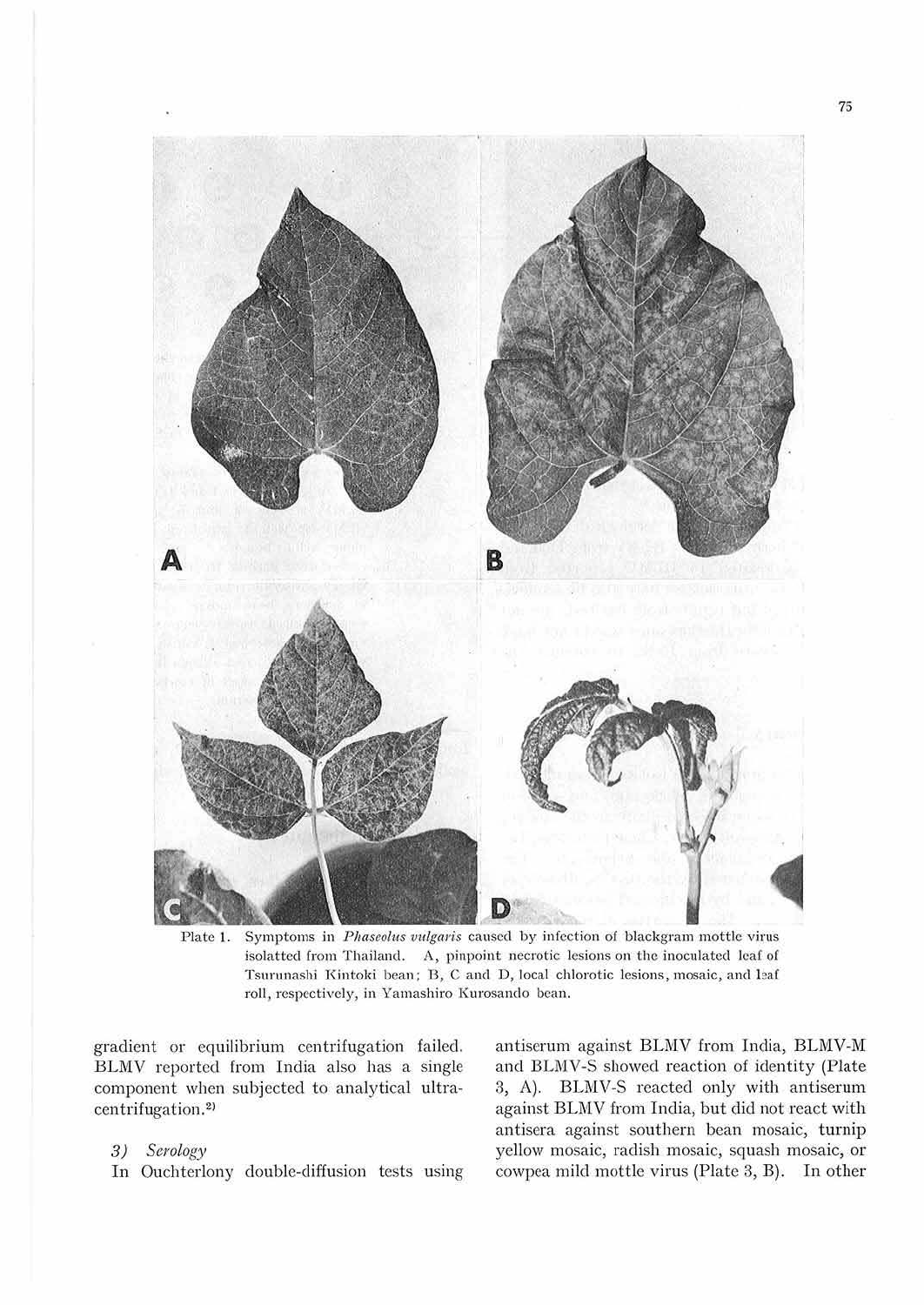Plate 1. Symptoms in *Phaseolus vulgaris* caused by infection of blackgram mottle virus isolatted from Thailand. A, pinpoint necrotic lesions on the inoculated leaf of Tsurunashi Kintoki bean; B, C and D, local chlorotic lesions, mosaic, and leaf roll, respectively, in Yamashiro Kurosando bean.

gradient or equilibrium centrifugation failed. BLMV reported from India also has a single component when subjected to analytical ultracentrifugation.[2]

### 3) *Serology*

In Ouchterlony double-diffusion tests using antiserum against BLMV from India, BLMV-M and BLMV-S showed reaction of identity (Plate 3, A). BLMV-S reacted only with antiserum against BLMV from India, but did not react with antisera against southern bean mosaic, turnip yellow mosaic, radish mosaic, squash mosaic, or cowpea mild mottle virus (Plate 3, B). In other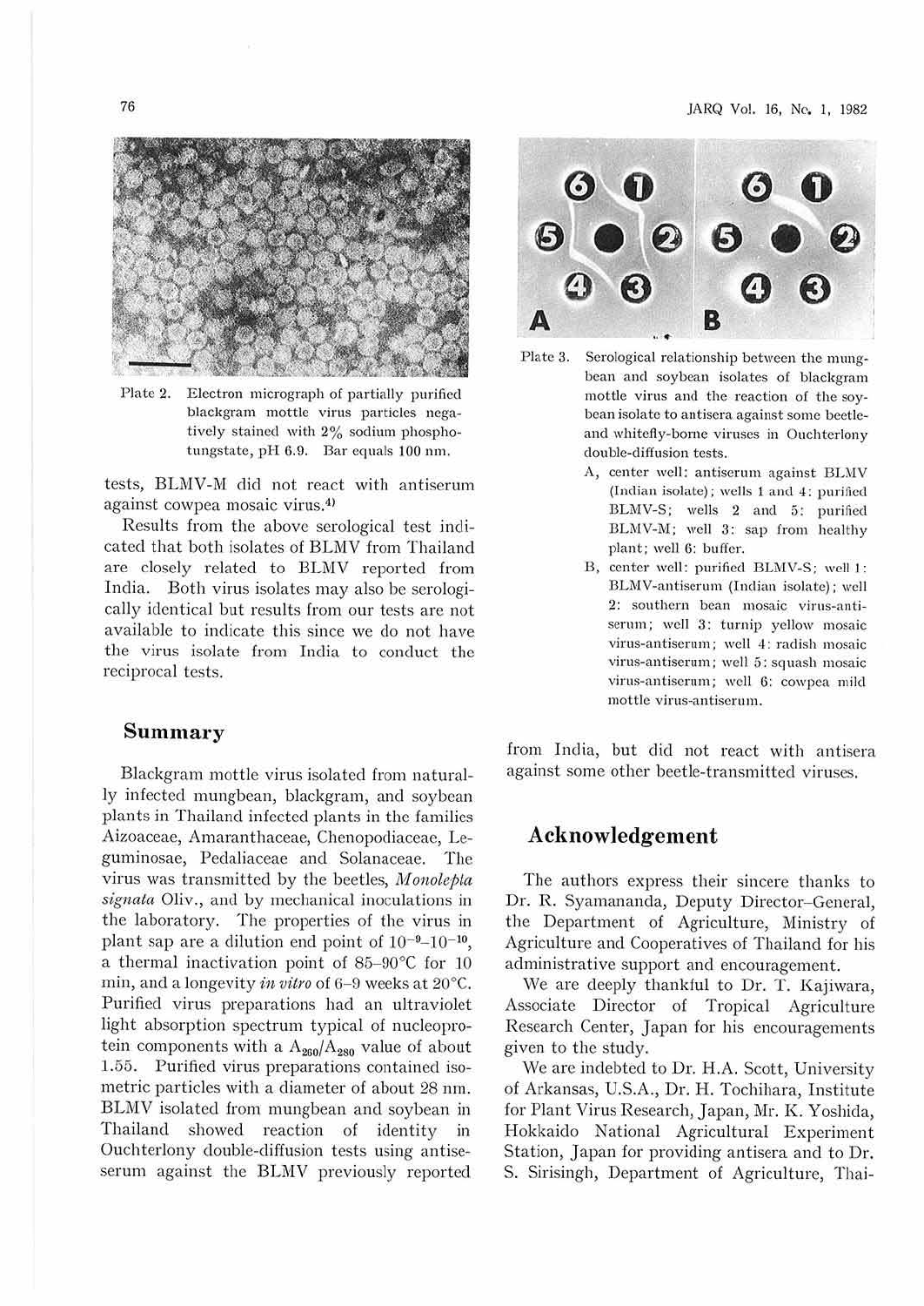Plate 2. Electron micrograph of partially purified blackgram mottle virus particles negatively stained with 2% sodium phosphotungstate, pH 6.9. Bar equals 100 nm.

tests, BLMV-M did not react with antiserum against cowpea mosaic virus.[4]

Results from the above serological test indicated that both isolates of BLMV from Thailand are closely related to BLMV reported from India. Both virus isolates may also be serologically identical but results from our tests are not available to indicate this since we do not have the virus isolate from India to conduct the reciprocal tests.

Plate 3. Serological relationship between the mungbean and soybean isolates of blackgram mottle virus and the reaction of the soybean isolate to antisera against some beetle- and whitefly-borne viruses in Ouchterlony double-diffusion tests.

A, center well: antiserum against BLMV (Indian isolate); wells 1 and 4: purified BLMV-S; wells 2 and 5: purified BLMV-M; well 3: sap from healthy plant; well 6: buffer.

B, center well: purified BLMV-S; well 1: BLMV-antiserum (Indian isolate); well 2: southern bean mosaic virus-antiserum; well 3: turnip yellow mosaic virus-antiserum; well 4: radish mosaic virus-antiserum; well 5: squash mosaic virus-antiserum; well 6: cowpea mild mottle virus-antiserum.

## Summary

Blackgram mottle virus isolated from naturally infected mungbean, blackgram, and soybean plants in Thailand infected plants in the families Aizoaceae, Amaranthaceae, Chenopodiaceae, Leguminosae, Pedaliaceae and Solanaceae. The virus was transmitted by the beetles, *Monolepta signata* Oliv., and by mechanical inoculations in the laboratory. The properties of the virus in plant sap are a dilution end point of $10^{-9}$–$10^{-10}$, a thermal inactivation point of 85–90°C for 10 min, and a longevity *in vitro* of 6–9 weeks at 20°C. Purified virus preparations had an ultraviolet light absorption spectrum typical of nucleoprotein components with a $A_{260}/A_{280}$ value of about 1.55. Purified virus preparations contained isometric particles with a diameter of about 28 nm. BLMV isolated from mungbean and soybean in Thailand showed reaction of identity in Ouchterlony double-diffusion tests using antiserum against the BLMV previously reported from India, but did not react with antisera against some other beetle-transmitted viruses.

## Acknowledgement

The authors express their sincere thanks to Dr. R. Syamananda, Deputy Director-General, the Department of Agriculture, Ministry of Agriculture and Cooperatives of Thailand for his administrative support and encouragement.

We are deeply thankful to Dr. T. Kajiwara, Associate Director of Tropical Agriculture Research Center, Japan for his encouragements given to the study.

We are indebted to Dr. H.A. Scott, University of Arkansas, U.S.A., Dr. H. Tochihara, Institute for Plant Virus Research, Japan, Mr. K. Yoshida, Hokkaido National Agricultural Experiment Station, Japan for providing antisera and to Dr. S. Sirisingh, Department of Agriculture, Thai-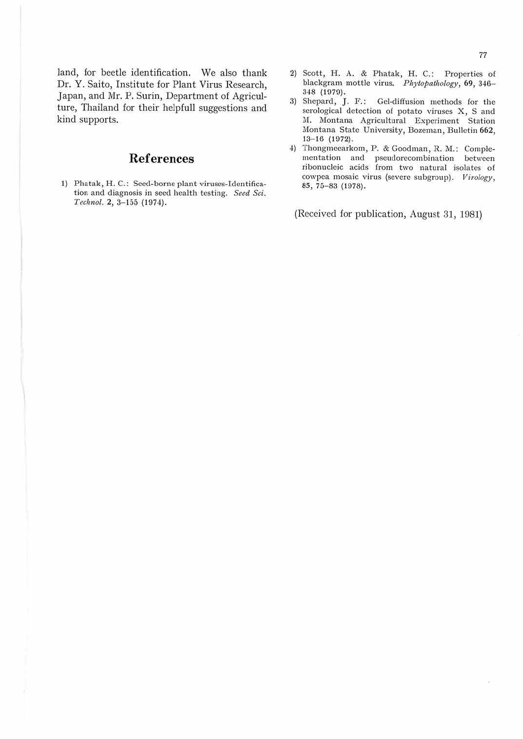land, for beetle identification. We also thank Dr. Y. Saito, Institute for Plant Virus Research, Japan, and Mr. P. Surin, Department of Agriculture, Thailand for their helpfull suggestions and kind supports.

## References

1) Phatak, H. C.: Seed-borne plant viruses-Identification and diagnosis in seed health testing. *Seed Sci. Technol.* **2**, 3–155 (1974).

2) Scott, H. A. & Phatak, H. C.: Properties of blackgram mottle virus. *Phytopathology*, **69**, 346–348 (1979).

3) Shepard, J. F.: Gel-diffusion methods for the serological detection of potato viruses X, S and M. Montana Agricultural Experiment Station Montana State University, Bozeman, Bulletin **662**, 13–16 (1972).

4) Thongmeearkom, P. & Goodman, R. M.: Complementation and pseudorecombination between ribonucleic acids from two natural isolates of cowpea mosaic virus (severe subgroup). *Virology*, **85**, 75–83 (1978).

(Received for publication, August 31, 1981)